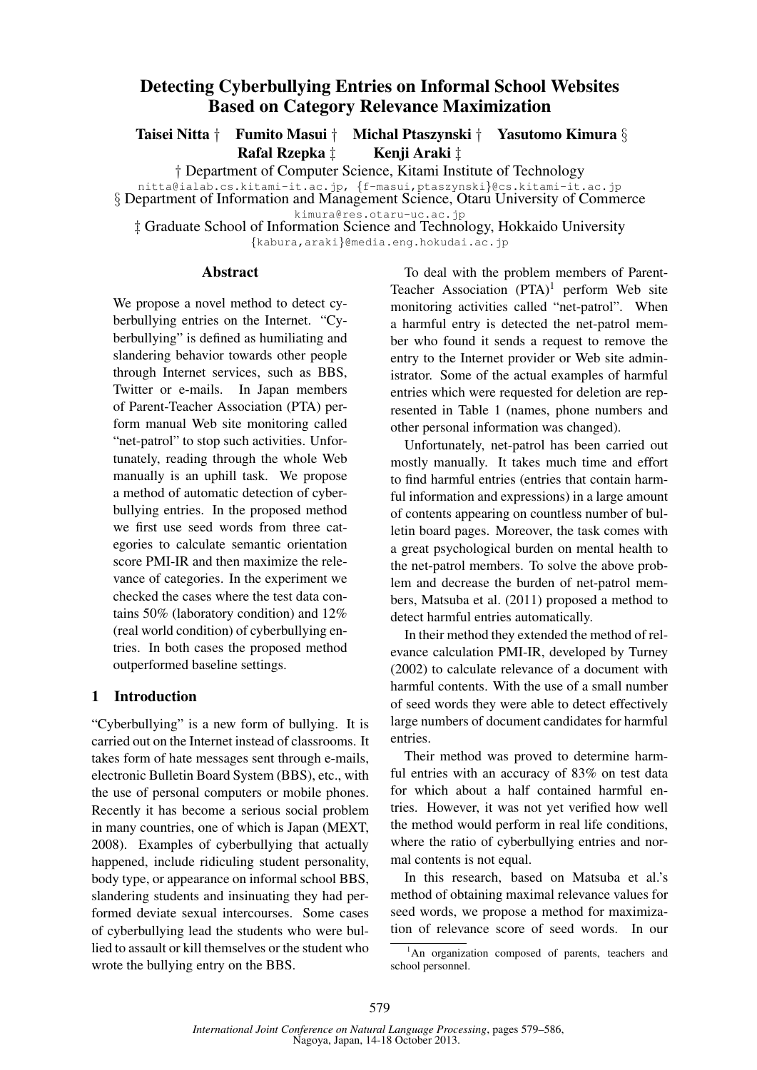# Detecting Cyberbullying Entries on Informal School Websites Based on Category Relevance Maximization

**Taisei Nitta † Fumito Masui † Michal Ptaszynski † Yasutomo Kimura § Rafal Rzepka ‡ Kenji Araki ‡**

† Department of Computer Science, Kitami Institute of Technology
nitta@ialab.cs.kitami-it.ac.jp, {f-masui,ptaszynski}@cs.kitami-it.ac.jp
§ Department of Information and Management Science, Otaru University of Commerce
kimura@res.otaru-uc.ac.jp
‡ Graduate School of Information Science and Technology, Hokkaido University
{kabura,araki}@media.eng.hokudai.ac.jp

## Abstract

We propose a novel method to detect cyberbullying entries on the Internet. "Cyberbullying" is defined as humiliating and slandering behavior towards other people through Internet services, such as BBS, Twitter or e-mails. In Japan members of Parent-Teacher Association (PTA) perform manual Web site monitoring called "net-patrol" to stop such activities. Unfortunately, reading through the whole Web manually is an uphill task. We propose a method of automatic detection of cyberbullying entries. In the proposed method we first use seed words from three categories to calculate semantic orientation score PMI-IR and then maximize the relevance of categories. In the experiment we checked the cases where the test data contains 50% (laboratory condition) and 12% (real world condition) of cyberbullying entries. In both cases the proposed method outperformed baseline settings.

## 1 Introduction

"Cyberbullying" is a new form of bullying. It is carried out on the Internet instead of classrooms. It takes form of hate messages sent through e-mails, electronic Bulletin Board System (BBS), etc., with the use of personal computers or mobile phones. Recently it has become a serious social problem in many countries, one of which is Japan (MEXT, 2008). Examples of cyberbullying that actually happened, include ridiculing student personality, body type, or appearance on informal school BBS, slandering students and insinuating they had performed deviate sexual intercourses. Some cases of cyberbullying lead the students who were bullied to assault or kill themselves or the student who wrote the bullying entry on the BBS.

To deal with the problem members of Parent-Teacher Association (PTA)[1] perform Web site monitoring activities called "net-patrol". When a harmful entry is detected the net-patrol member who found it sends a request to remove the entry to the Internet provider or Web site administrator. Some of the actual examples of harmful entries which were requested for deletion are represented in Table 1 (names, phone numbers and other personal information was changed).

Unfortunately, net-patrol has been carried out mostly manually. It takes much time and effort to find harmful entries (entries that contain harmful information and expressions) in a large amount of contents appearing on countless number of bulletin board pages. Moreover, the task comes with a great psychological burden on mental health to the net-patrol members. To solve the above problem and decrease the burden of net-patrol members, Matsuba et al. (2011) proposed a method to detect harmful entries automatically.

In their method they extended the method of relevance calculation PMI-IR, developed by Turney (2002) to calculate relevance of a document with harmful contents. With the use of a small number of seed words they were able to detect effectively large numbers of document candidates for harmful entries.

Their method was proved to determine harmful entries with an accuracy of 83% on test data for which about a half contained harmful entries. However, it was not yet verified how well the method would perform in real life conditions, where the ratio of cyberbullying entries and normal contents is not equal.

In this research, based on Matsuba et al.'s method of obtaining maximal relevance values for seed words, we propose a method for maximization of relevance score of seed words. In our

[1] An organization composed of parents, teachers and school personnel.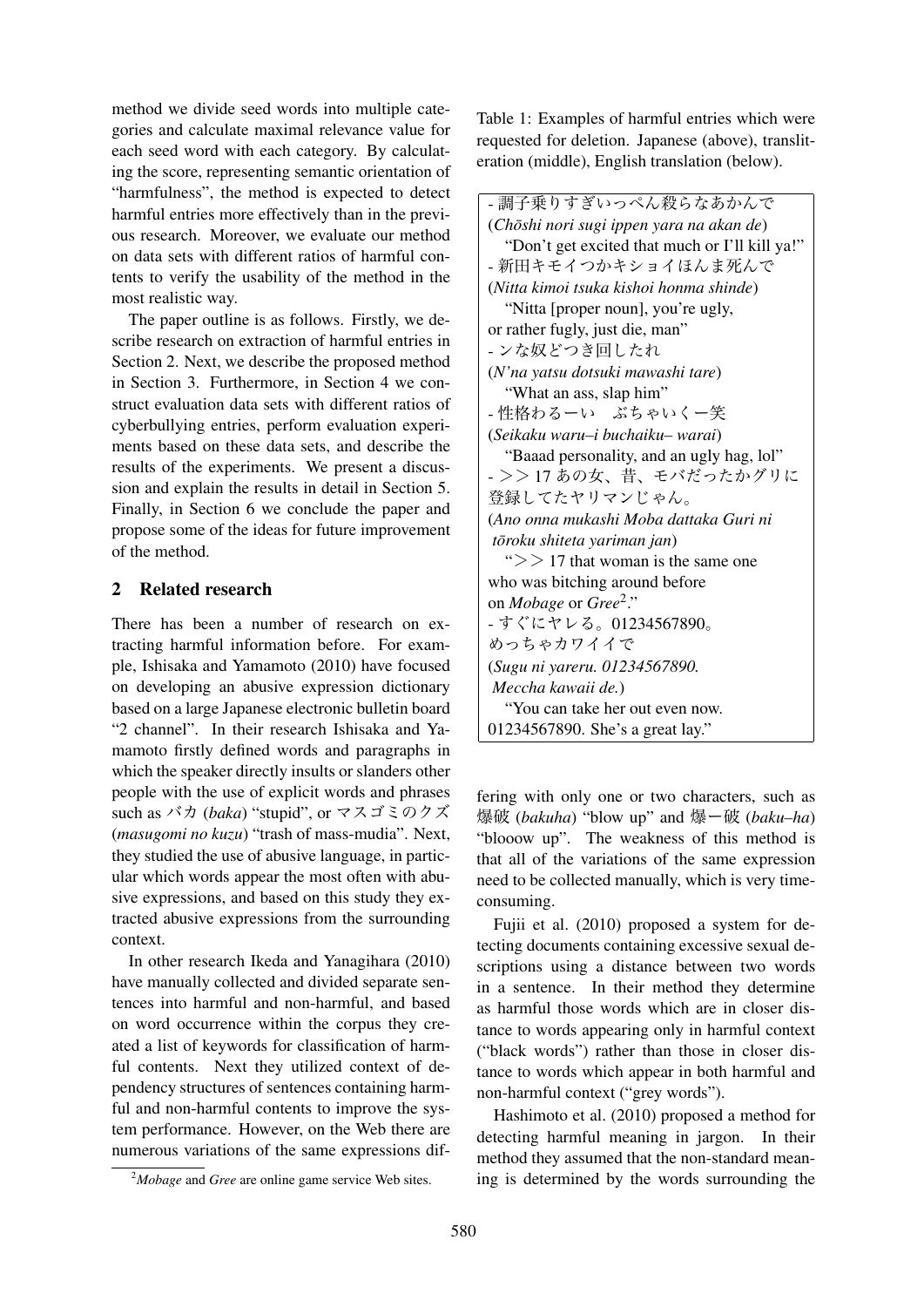method we divide seed words into multiple categories and calculate maximal relevance value for each seed word with each category. By calculating the score, representing semantic orientation of "harmfulness", the method is expected to detect harmful entries more effectively than in the previous research. Moreover, we evaluate our method on data sets with different ratios of harmful contents to verify the usability of the method in the most realistic way.

The paper outline is as follows. Firstly, we describe research on extraction of harmful entries in Section 2. Next, we describe the proposed method in Section 3. Furthermore, in Section 4 we construct evaluation data sets with different ratios of cyberbullying entries, perform evaluation experiments based on these data sets, and describe the results of the experiments. We present a discussion and explain the results in detail in Section 5. Finally, in Section 6 we conclude the paper and propose some of the ideas for future improvement of the method.

## 2 Related research

There has been a number of research on extracting harmful information before. For example, Ishisaka and Yamamoto (2010) have focused on developing an abusive expression dictionary based on a large Japanese electronic bulletin board "2 channel". In their research Ishisaka and Yamamoto firstly defined words and paragraphs in which the speaker directly insults or slanders other people with the use of explicit words and phrases such as バカ (*baka*) "stupid", or マスゴミのクズ (*masugomi no kuzu*) "trash of mass-mudia". Next, they studied the use of abusive language, in particular which words appear the most often with abusive expressions, and based on this study they extracted abusive expressions from the surrounding context.

In other research Ikeda and Yanagihara (2010) have manually collected and divided separate sentences into harmful and non-harmful, and based on word occurrence within the corpus they created a list of keywords for classification of harmful contents. Next they utilized context of dependency structures of sentences containing harmful and non-harmful contents to improve the system performance. However, on the Web there are numerous variations of the same expressions differing with only one or two characters, such as 爆破 (*bakuha*) "blow up" and 爆ー破 (*baku–ha*) "bloow up". The weakness of this method is that all of the variations of the same expression need to be collected manually, which is very time-consuming.

Table 1: Examples of harmful entries which were requested for deletion. Japanese (above), transliteration (middle), English translation (below).

- 調子乗りすぎいっぺん殺らなあかんで
(*Chōshi nori sugi ippen yara na akan de*)
"Don't get excited that much or I'll kill ya!"
- 新田キモイつかキショイほんま死んで
(*Nitta kimoi tsuka kishoi honma shinde*)
"Nitta [proper noun], you're ugly, or rather fugly, just die, man"
- ンな奴どつき回したれ
(*N'na yatsu dotsuki mawashi tare*)
"What an ass, slap him"
- 性格わるーい　ぶちゃいくー笑
(*Seikaku waru–i buchaiku– warai*)
"Baaad personality, and an ugly hag, lol"
- ＞＞17 あの女、昔、モバだったかグリに登録してたヤリマンじゃん。
(*Ano onna mukashi Moba dattaka Guri ni tōroku shiteta yariman jan*)
"＞＞17 that woman is the same one who was bitching around before on *Mobage* or *Gree*[2]."
- すぐにヤレる。01234567890。めっちゃカワイイで
(*Sugu ni yareru. 01234567890. Meccha kawaii de.*)
"You can take her out even now. 01234567890. She's a great lay."

Fujii et al. (2010) proposed a system for detecting documents containing excessive sexual descriptions using a distance between two words in a sentence. In their method they determine as harmful those words which are in closer distance to words appearing only in harmful context ("black words") rather than those in closer distance to words which appear in both harmful and non-harmful context ("grey words").

Hashimoto et al. (2010) proposed a method for detecting harmful meaning in jargon. In their method they assumed that the non-standard meaning is determined by the words surrounding the

[2] *Mobage* and *Gree* are online game service Web sites.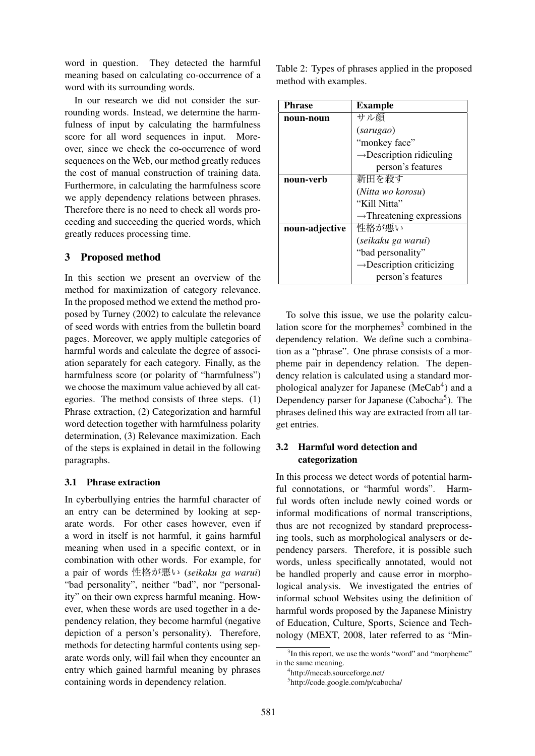word in question. They detected the harmful meaning based on calculating co-occurrence of a word with its surrounding words.

In our research we did not consider the surrounding words. Instead, we determine the harmfulness of input by calculating the harmfulness score for all word sequences in input. Moreover, since we check the co-occurrence of word sequences on the Web, our method greatly reduces the cost of manual construction of training data. Furthermore, in calculating the harmfulness score we apply dependency relations between phrases. Therefore there is no need to check all words proceeding and succeeding the queried words, which greatly reduces processing time.

## 3 Proposed method

In this section we present an overview of the method for maximization of category relevance. In the proposed method we extend the method proposed by Turney (2002) to calculate the relevance of seed words with entries from the bulletin board pages. Moreover, we apply multiple categories of harmful words and calculate the degree of association separately for each category. Finally, as the harmfulness score (or polarity of "harmfulness") we choose the maximum value achieved by all categories. The method consists of three steps. (1) Phrase extraction, (2) Categorization and harmful word detection together with harmfulness polarity determination, (3) Relevance maximization. Each of the steps is explained in detail in the following paragraphs.

### 3.1 Phrase extraction

In cyberbullying entries the harmful character of an entry can be determined by looking at separate words. For other cases however, even if a word in itself is not harmful, it gains harmful meaning when used in a specific context, or in combination with other words. For example, for a pair of words 性格が悪い (*seikaku ga warui*) "bad personality", neither "bad", nor "personality" on their own express harmful meaning. However, when these words are used together in a dependency relation, they become harmful (negative depiction of a person's personality). Therefore, methods for detecting harmful contents using separate words only, will fail when they encounter an entry which gained harmful meaning by phrases containing words in dependency relation.

Table 2: Types of phrases applied in the proposed method with examples.

| Phrase | Example |
|---|---|
| **noun-noun** | サル顔 (*sarugao*) "monkey face" →Description ridiculing person's features |
| **noun-verb** | 新田を殺す (*Nitta wo korosu*) "Kill Nitta" →Threatening expressions |
| **noun-adjective** | 性格が悪い (*seikaku ga warui*) "bad personality" →Description criticizing person's features |

To solve this issue, we use the polarity calculation score for the morphemes[3] combined in the dependency relation. We define such a combination as a "phrase". One phrase consists of a morpheme pair in dependency relation. The dependency relation is calculated using a standard morphological analyzer for Japanese (MeCab[4]) and a Dependency parser for Japanese (Cabocha[5]). The phrases defined this way are extracted from all target entries.

### 3.2 Harmful word detection and categorization

In this process we detect words of potential harmful connotations, or "harmful words". Harmful words often include newly coined words or informal modifications of normal transcriptions, thus are not recognized by standard preprocessing tools, such as morphological analysers or dependency parsers. Therefore, it is possible such words, unless specifically annotated, would not be handled properly and cause error in morphological analysis. We investigated the entries of informal school Websites using the definition of harmful words proposed by the Japanese Ministry of Education, Culture, Sports, Science and Technology (MEXT, 2008, later referred to as "Min-

[3] In this report, we use the words "word" and "morpheme" in the same meaning.

[4] http://mecab.sourceforge.net/

[5] http://code.google.com/p/cabocha/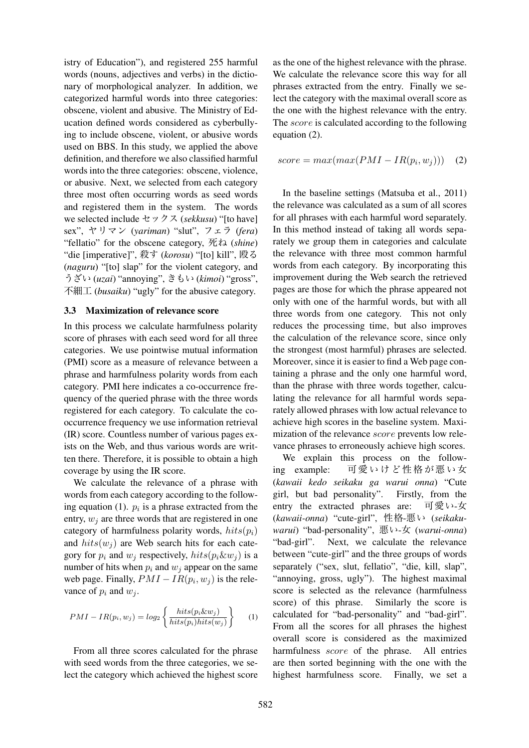istry of Education"), and registered 255 harmful words (nouns, adjectives and verbs) in the dictionary of morphological analyzer. In addition, we categorized harmful words into three categories: obscene, violent and abusive. The Ministry of Education defined words considered as cyberbullying to include obscene, violent, or abusive words used on BBS. In this study, we applied the above definition, and therefore we also classified harmful words into the three categories: obscene, violence, or abusive. Next, we selected from each category three most often occurring words as seed words and registered them in the system. The words we selected include セックス (*sekkusu*) "[to have] sex", ヤリマン (*yariman*) "slut", フェラ (*fera*) "fellatio" for the obscene category, 死ね (*shine*) "die [imperative]", 殺す (*korosu*) "[to] kill", 殴る (*naguru*) "[to] slap" for the violent category, and うざい (*uzai*) "annoying", きもい (*kimoi*) "gross", 不細工 (*busaiku*) "ugly" for the abusive category.

### 3.3 Maximization of relevance score

In this process we calculate harmfulness polarity score of phrases with each seed word for all three categories. We use pointwise mutual information (PMI) score as a measure of relevance between a phrase and harmfulness polarity words from each category. PMI here indicates a co-occurrence frequency of the queried phrase with the three words registered for each category. To calculate the co-occurrence frequency we use information retrieval (IR) score. Countless number of various pages exists on the Web, and thus various words are written there. Therefore, it is possible to obtain a high coverage by using the IR score.

We calculate the relevance of a phrase with words from each category according to the following equation (1). $p_i$ is a phrase extracted from the entry, $w_j$ are three words that are registered in one category of harmfulness polarity words, $hits(p_i)$ and $hits(w_j)$ are Web search hits for each category for $p_i$ and $w_j$ respectively, $hits(p_i\&w_j)$ is a number of hits when $p_i$ and $w_j$ appear on the same web page. Finally, $PMI-IR(p_i, w_j)$ is the relevance of $p_i$ and $w_j$.

$$PMI-IR(p_i, w_j) = log_2 \left\{ \frac{hits(p_i\&w_j)}{hits(p_i)hits(w_j)} \right\} \quad (1)$$

From all three scores calculated for the phrase with seed words from the three categories, we select the category which achieved the highest score as the one of the highest relevance with the phrase. We calculate the relevance score this way for all phrases extracted from the entry. Finally we select the category with the maximal overall score as the one with the highest relevance with the entry. The $score$ is calculated according to the following equation (2).

$$score = max(max(PMI-IR(p_i, w_j))) \quad (2)$$

In the baseline settings (Matsuba et al., 2011) the relevance was calculated as a sum of all scores for all phrases with each harmful word separately. In this method instead of taking all words separately we group them in categories and calculate the relevance with three most common harmful words from each category. By incorporating this improvement during the Web search the retrieved pages are those for which the phrase appeared not only with one of the harmful words, but with all three words from one category. This not only reduces the processing time, but also improves the calculation of the relevance score, since only the strongest (most harmful) phrases are selected. Moreover, since it is easier to find a Web page containing a phrase and the only one harmful word, than the phrase with three words together, calculating the relevance for all harmful words separately allowed phrases with low actual relevance to achieve high scores in the baseline system. Maximization of the relevance $score$ prevents low relevance phrases to erroneously achieve high scores.

We explain this process on the following example: 可愛いけど性格が悪い女 (*kawaii kedo seikaku ga warui onna*) "Cute girl, but bad personality". Firstly, from the entry the extracted phrases are: 可愛い-女 (*kawaii-onna*) "cute-girl", 性格-悪い (*seikaku-warui*) "bad-personality", 悪い-女 (*warui-onna*) "bad-girl". Next, we calculate the relevance between "cute-girl" and the three groups of words separately ("sex, slut, fellatio", "die, kill, slap", "annoying, gross, ugly"). The highest maximal score is selected as the relevance (harmfulness score) of this phrase. Similarly the score is calculated for "bad-personality" and "bad-girl". From all the scores for all phrases the highest overall score is considered as the maximized harmfulness $score$ of the phrase. All entries are then sorted beginning with the one with the highest harmfulness score. Finally, we set a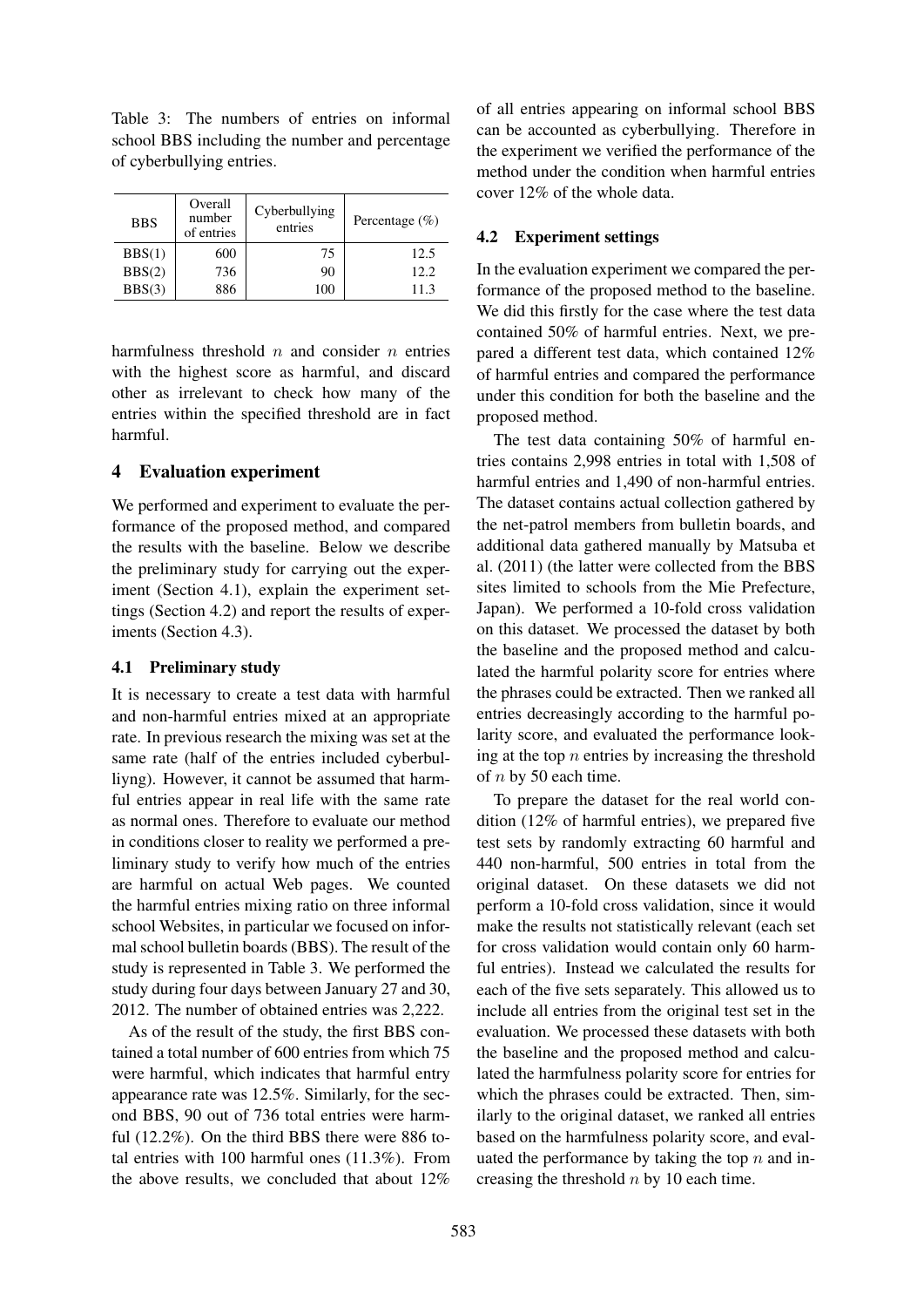Table 3: The numbers of entries on informal school BBS including the number and percentage of cyberbullying entries.

| BBS | Overall number of entries | Cyberbullying entries | Percentage (%) |
|---|---|---|---|
| BBS(1) | 600 | 75 | 12.5 |
| BBS(2) | 736 | 90 | 12.2 |
| BBS(3) | 886 | 100 | 11.3 |

harmfulness threshold $n$ and consider $n$ entries with the highest score as harmful, and discard other as irrelevant to check how many of the entries within the specified threshold are in fact harmful.

## 4 Evaluation experiment

We performed and experiment to evaluate the performance of the proposed method, and compared the results with the baseline. Below we describe the preliminary study for carrying out the experiment (Section 4.1), explain the experiment settings (Section 4.2) and report the results of experiments (Section 4.3).

### 4.1 Preliminary study

It is necessary to create a test data with harmful and non-harmful entries mixed at an appropriate rate. In previous research the mixing was set at the same rate (half of the entries included cyberbulliyng). However, it cannot be assumed that harmful entries appear in real life with the same rate as normal ones. Therefore to evaluate our method in conditions closer to reality we performed a preliminary study to verify how much of the entries are harmful on actual Web pages. We counted the harmful entries mixing ratio on three informal school Websites, in particular we focused on informal school bulletin boards (BBS). The result of the study is represented in Table 3. We performed the study during four days between January 27 and 30, 2012. The number of obtained entries was 2,222.

As of the result of the study, the first BBS contained a total number of 600 entries from which 75 were harmful, which indicates that harmful entry appearance rate was 12.5%. Similarly, for the second BBS, 90 out of 736 total entries were harmful (12.2%). On the third BBS there were 886 total entries with 100 harmful ones (11.3%). From the above results, we concluded that about 12% of all entries appearing on informal school BBS can be accounted as cyberbullying. Therefore in the experiment we verified the performance of the method under the condition when harmful entries cover 12% of the whole data.

### 4.2 Experiment settings

In the evaluation experiment we compared the performance of the proposed method to the baseline. We did this firstly for the case where the test data contained 50% of harmful entries. Next, we prepared a different test data, which contained 12% of harmful entries and compared the performance under this condition for both the baseline and the proposed method.

The test data containing 50% of harmful entries contains 2,998 entries in total with 1,508 of harmful entries and 1,490 of non-harmful entries. The dataset contains actual collection gathered by the net-patrol members from bulletin boards, and additional data gathered manually by Matsuba et al. (2011) (the latter were collected from the BBS sites limited to schools from the Mie Prefecture, Japan). We performed a 10-fold cross validation on this dataset. We processed the dataset by both the baseline and the proposed method and calculated the harmful polarity score for entries where the phrases could be extracted. Then we ranked all entries decreasingly according to the harmful polarity score, and evaluated the performance looking at the top $n$ entries by increasing the threshold of $n$ by 50 each time.

To prepare the dataset for the real world condition (12% of harmful entries), we prepared five test sets by randomly extracting 60 harmful and 440 non-harmful, 500 entries in total from the original dataset. On these datasets we did not perform a 10-fold cross validation, since it would make the results not statistically relevant (each set for cross validation would contain only 60 harmful entries). Instead we calculated the results for each of the five sets separately. This allowed us to include all entries from the original test set in the evaluation. We processed these datasets with both the baseline and the proposed method and calculated the harmfulness polarity score for entries for which the phrases could be extracted. Then, similarly to the original dataset, we ranked all entries based on the harmfulness polarity score, and evaluated the performance by taking the top $n$ and increasing the threshold $n$ by 10 each time.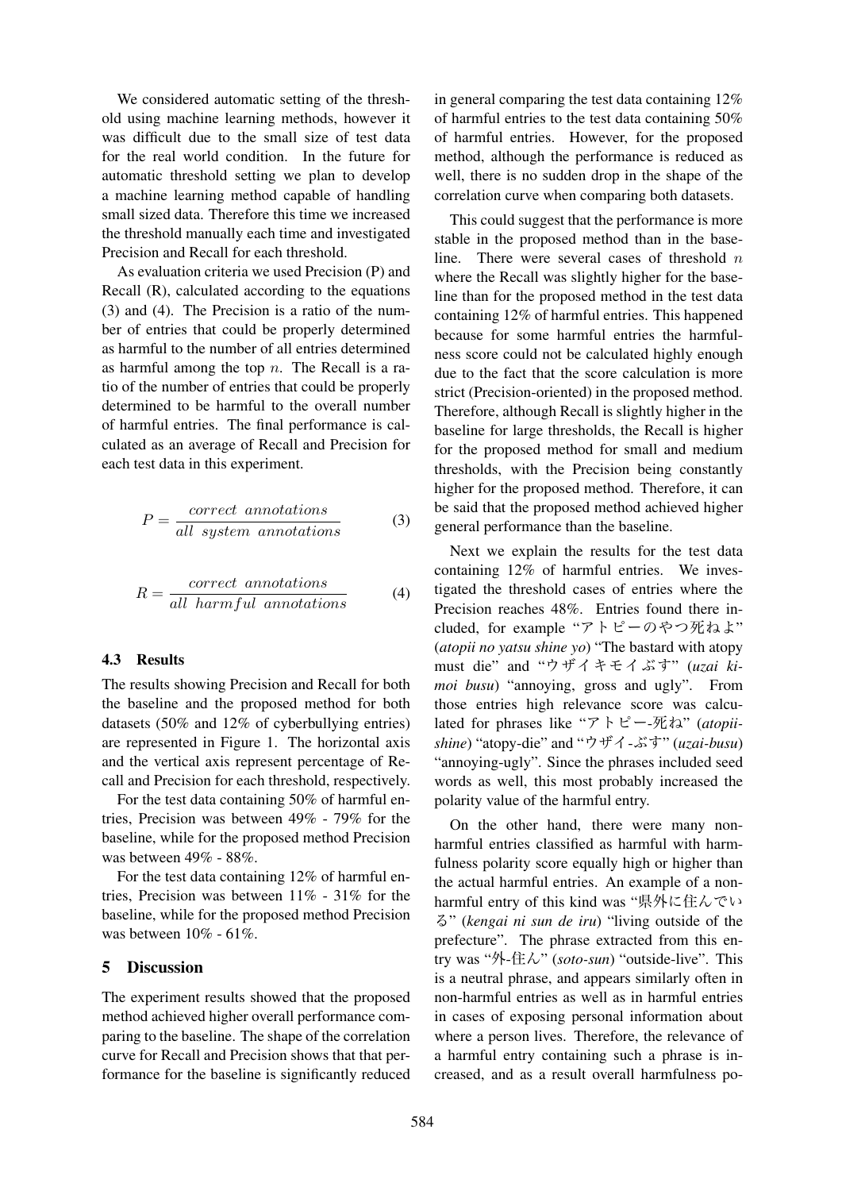We considered automatic setting of the threshold using machine learning methods, however it was difficult due to the small size of test data for the real world condition. In the future for automatic threshold setting we plan to develop a machine learning method capable of handling small sized data. Therefore this time we increased the threshold manually each time and investigated Precision and Recall for each threshold.

As evaluation criteria we used Precision (P) and Recall (R), calculated according to the equations (3) and (4). The Precision is a ratio of the number of entries that could be properly determined as harmful to the number of all entries determined as harmful among the top $n$. The Recall is a ratio of the number of entries that could be properly determined to be harmful to the overall number of harmful entries. The final performance is calculated as an average of Recall and Precision for each test data in this experiment.

$$P = \frac{correct\ annotations}{all\ system\ annotations} \quad (3)$$

$$R = \frac{correct\ annotations}{all\ harmful\ annotations} \quad (4)$$

### 4.3 Results

The results showing Precision and Recall for both the baseline and the proposed method for both datasets (50% and 12% of cyberbullying entries) are represented in Figure 1. The horizontal axis and the vertical axis represent percentage of Recall and Precision for each threshold, respectively.

For the test data containing 50% of harmful entries, Precision was between 49% - 79% for the baseline, while for the proposed method Precision was between 49% - 88%.

For the test data containing 12% of harmful entries, Precision was between 11% - 31% for the baseline, while for the proposed method Precision was between 10% - 61%.

## 5 Discussion

The experiment results showed that the proposed method achieved higher overall performance comparing to the baseline. The shape of the correlation curve for Recall and Precision shows that that performance for the baseline is significantly reduced in general comparing the test data containing 12% of harmful entries to the test data containing 50% of harmful entries. However, for the proposed method, although the performance is reduced as well, there is no sudden drop in the shape of the correlation curve when comparing both datasets.

This could suggest that the performance is more stable in the proposed method than in the baseline. There were several cases of threshold $n$ where the Recall was slightly higher for the baseline than for the proposed method in the test data containing 12% of harmful entries. This happened because for some harmful entries the harmfulness score could not be calculated highly enough due to the fact that the score calculation is more strict (Precision-oriented) in the proposed method. Therefore, although Recall is slightly higher in the baseline for large thresholds, the Recall is higher for the proposed method for small and medium thresholds, with the Precision being constantly higher for the proposed method. Therefore, it can be said that the proposed method achieved higher general performance than the baseline.

Next we explain the results for the test data containing 12% of harmful entries. We investigated the threshold cases of entries where the Precision reaches 48%. Entries found there included, for example "アトピーのやつ死ねよ" (*atopii no yatsu shine yo*) "The bastard with atopy must die" and "ウザイキモイぶす" (*uzai kimoi busu*) "annoying, gross and ugly". From those entries high relevance score was calculated for phrases like "アトピー-死ね" (*atopii-shine*) "atopy-die" and "ウザイ-ぶす" (*uzai-busu*) "annoying-ugly". Since the phrases included seed words as well, this most probably increased the polarity value of the harmful entry.

On the other hand, there were many non-harmful entries classified as harmful with harmfulness polarity score equally high or higher than the actual harmful entries. An example of a non-harmful entry of this kind was "県外に住んでいる" (*kengai ni sun de iru*) "living outside of the prefecture". The phrase extracted from this entry was "外-住ん" (*soto-sun*) "outside-live". This is a neutral phrase, and appears similarly often in non-harmful entries as well as in harmful entries in cases of exposing personal information about where a person lives. Therefore, the relevance of a harmful entry containing such a phrase is increased, and as a result overall harmfulness po-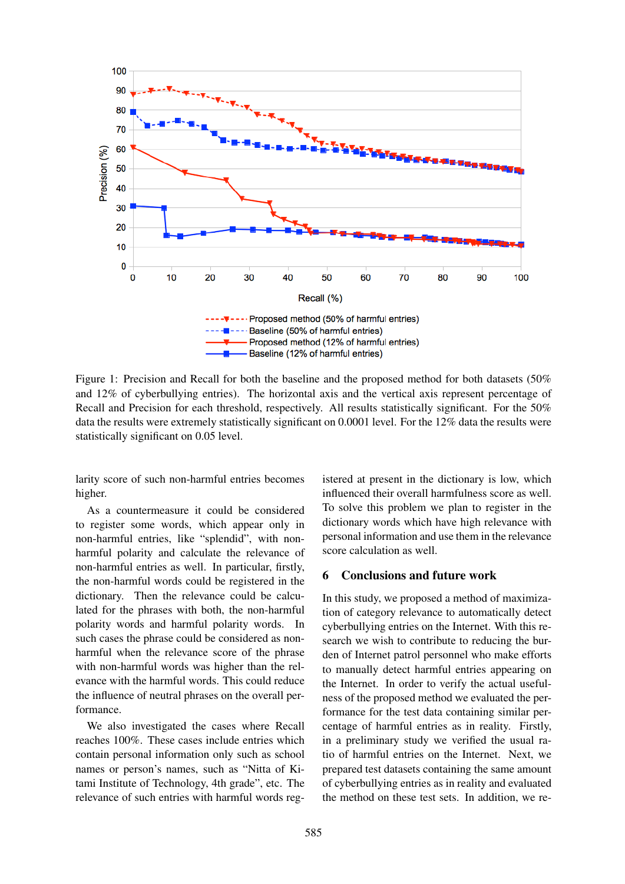Figure 1: Precision and Recall for both the baseline and the proposed method for both datasets (50% and 12% of cyberbullying entries). The horizontal axis and the vertical axis represent percentage of Recall and Precision for each threshold, respectively. All results statistically significant. For the 50% data the results were extremely statistically significant on 0.0001 level. For the 12% data the results were statistically significant on 0.05 level.

larity score of such non-harmful entries becomes higher.

As a countermeasure it could be considered to register some words, which appear only in non-harmful entries, like "splendid", with non-harmful polarity and calculate the relevance of non-harmful entries as well. In particular, firstly, the non-harmful words could be registered in the dictionary. Then the relevance could be calculated for the phrases with both, the non-harmful polarity words and harmful polarity words. In such cases the phrase could be considered as non-harmful when the relevance score of the phrase with non-harmful words was higher than the relevance with the harmful words. This could reduce the influence of neutral phrases on the overall performance.

We also investigated the cases where Recall reaches 100%. These cases include entries which contain personal information only such as school names or person's names, such as "Nitta of Kitami Institute of Technology, 4th grade", etc. The relevance of such entries with harmful words registered at present in the dictionary is low, which influenced their overall harmfulness score as well. To solve this problem we plan to register in the dictionary words which have high relevance with personal information and use them in the relevance score calculation as well.

## 6 Conclusions and future work

In this study, we proposed a method of maximization of category relevance to automatically detect cyberbullying entries on the Internet. With this research we wish to contribute to reducing the burden of Internet patrol personnel who make efforts to manually detect harmful entries appearing on the Internet. In order to verify the actual usefulness of the proposed method we evaluated the performance for the test data containing similar percentage of harmful entries as in reality. Firstly, in a preliminary study we verified the usual ratio of harmful entries on the Internet. Next, we prepared test datasets containing the same amount of cyberbullying entries as in reality and evaluated the method on these test sets. In addition, we re-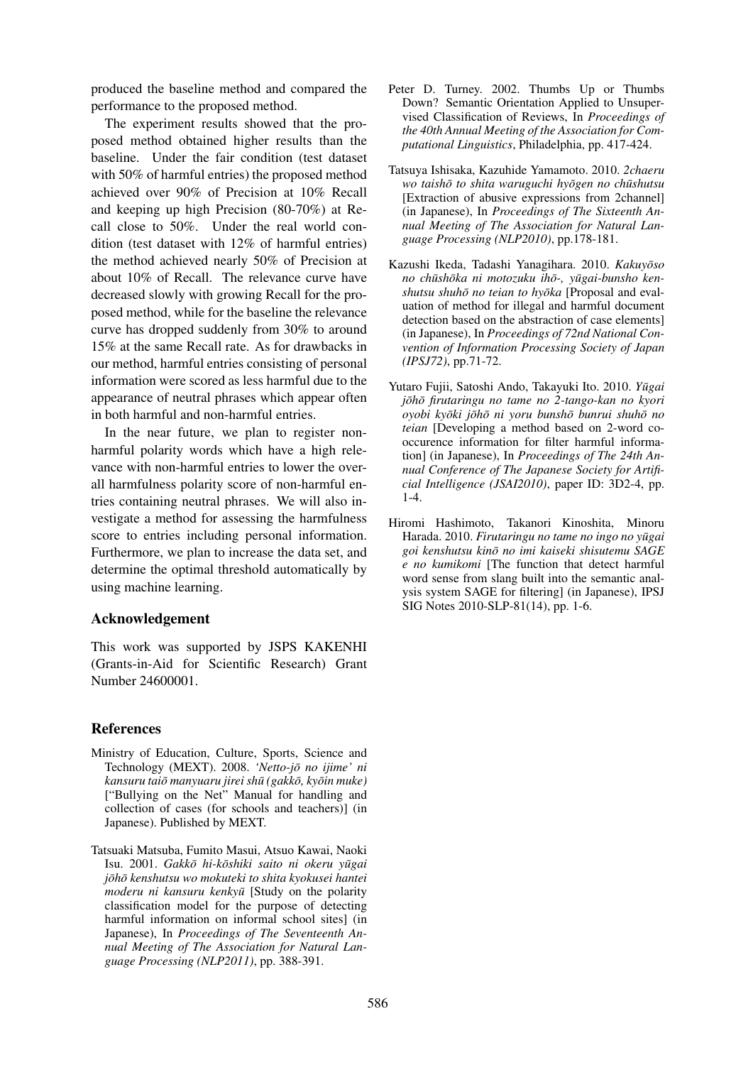produced the baseline method and compared the performance to the proposed method.

The experiment results showed that the proposed method obtained higher results than the baseline. Under the fair condition (test dataset with 50% of harmful entries) the proposed method achieved over 90% of Precision at 10% Recall and keeping up high Precision (80-70%) at Recall close to 50%. Under the real world condition (test dataset with 12% of harmful entries) the method achieved nearly 50% of Precision at about 10% of Recall. The relevance curve have decreased slowly with growing Recall for the proposed method, while for the baseline the relevance curve has dropped suddenly from 30% to around 15% at the same Recall rate. As for drawbacks in our method, harmful entries consisting of personal information were scored as less harmful due to the appearance of neutral phrases which appear often in both harmful and non-harmful entries.

In the near future, we plan to register non-harmful polarity words which have a high relevance with non-harmful entries to lower the overall harmfulness polarity score of non-harmful entries containing neutral phrases. We will also investigate a method for assessing the harmfulness score to entries including personal information. Furthermore, we plan to increase the data set, and determine the optimal threshold automatically by using machine learning.

## Acknowledgement

This work was supported by JSPS KAKENHI (Grants-in-Aid for Scientific Research) Grant Number 24600001.

## References

Ministry of Education, Culture, Sports, Science and Technology (MEXT). 2008. *'Netto-jō no ijime' ni kansuru taiō manyuaru jirei shū (gakkō, kyōin muke)* ["Bullying on the Net" Manual for handling and collection of cases (for schools and teachers)] (in Japanese). Published by MEXT.

Tatsuaki Matsuba, Fumito Masui, Atsuo Kawai, Naoki Isu. 2001. *Gakkō hi-kōshiki saito ni okeru yūgai jōhō kenshutsu wo mokuteki to shita kyokusei hantei moderu ni kansuru kenkyū* [Study on the polarity classification model for the purpose of detecting harmful information on informal school sites] (in Japanese), In *Proceedings of The Seventeenth Annual Meeting of The Association for Natural Language Processing (NLP2011)*, pp. 388-391.

Peter D. Turney. 2002. Thumbs Up or Thumbs Down? Semantic Orientation Applied to Unsupervised Classification of Reviews, In *Proceedings of the 40th Annual Meeting of the Association for Computational Linguistics*, Philadelphia, pp. 417-424.

Tatsuya Ishisaka, Kazuhide Yamamoto. 2010. *2chaeru wo taishō to shita waruguchi hyōgen no chūshutsu* [Extraction of abusive expressions from 2channel] (in Japanese), In *Proceedings of The Sixteenth Annual Meeting of The Association for Natural Language Processing (NLP2010)*, pp.178-181.

Kazushi Ikeda, Tadashi Yanagihara. 2010. *Kakuyōso no chūshōka ni motozuku ihō-, yūgai-bunsho kenshutsu shuhō no teian to hyōka* [Proposal and evaluation of method for illegal and harmful document detection based on the abstraction of case elements] (in Japanese), In *Proceedings of 72nd National Convention of Information Processing Society of Japan (IPSJ72)*, pp.71-72.

Yutaro Fujii, Satoshi Ando, Takayuki Ito. 2010. *Yūgai jōhō firutaringu no tame no 2-tango-kan no kyori oyobi kyōki jōhō ni yoru bunshō bunrui shuhō no teian* [Developing a method based on 2-word co-occurence information for filter harmful information] (in Japanese), In *Proceedings of The 24th Annual Conference of The Japanese Society for Artificial Intelligence (JSAI2010)*, paper ID: 3D2-4, pp. 1-4.

Hiromi Hashimoto, Takanori Kinoshita, Minoru Harada. 2010. *Firutaringu no tame no ingo no yūgai goi kenshutsu kinō no imi kaiseki shisutemu SAGE e no kumikomi* [The function that detect harmful word sense from slang built into the semantic analysis system SAGE for filtering] (in Japanese), IPSJ SIG Notes 2010-SLP-81(14), pp. 1-6.